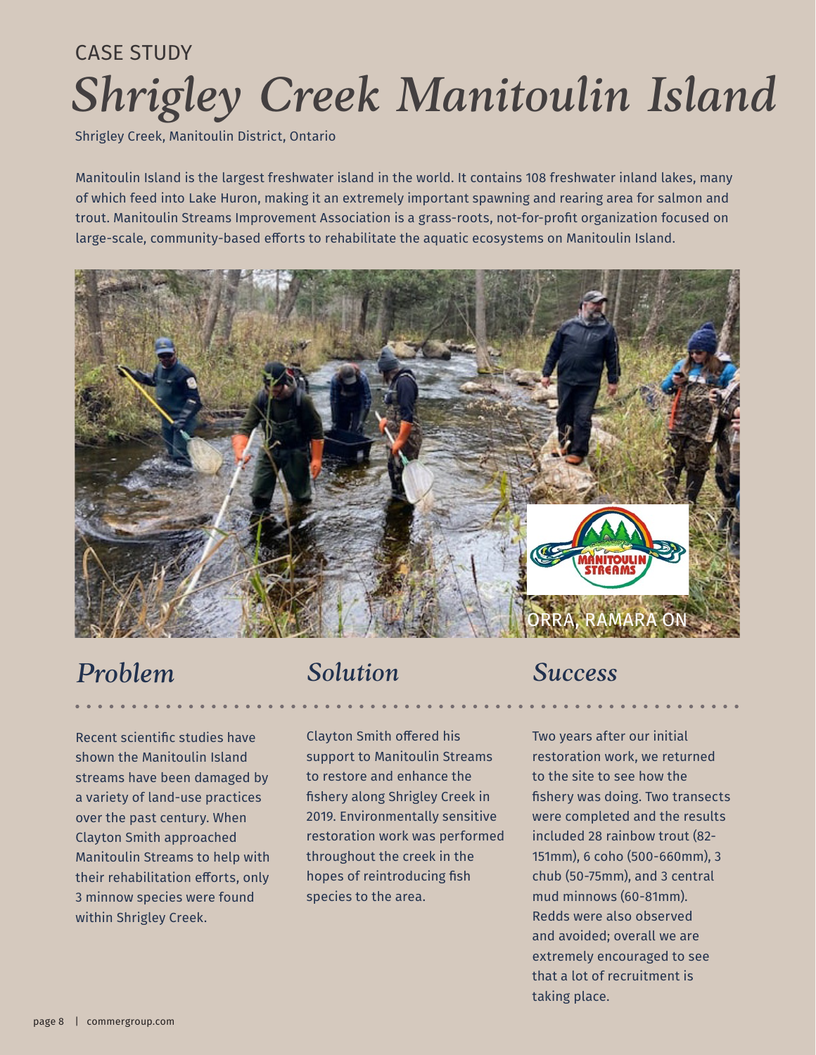CASE STUDY

# Shrigley Creek Manitoulin Island

Shrigley Creek, Manitoulin District, Ontario

Manitoulin Island is the largest freshwater island in the world. It contains 108 freshwater inland lakes, many of which feed into Lake Huron, making it an extremely important spawning and rearing area for salmon and trout. Manitoulin Streams Improvement Association is a grass-roots, not-for-profit organization focused on large-scale, community-based efforts to rehabilitate the aquatic ecosystems on Manitoulin Island.

ORRA, RAMARA ON

## Problem

Recent scientific studies have shown the Manitoulin Island streams have been damaged by a variety of land-use practices over the past century. When Clayton Smith approached Manitoulin Streams to help with their rehabilitation efforts, only 3 minnow species were found within Shrigley Creek.

## Solution

Clayton Smith offered his support to Manitoulin Streams to restore and enhance the fishery along Shrigley Creek in 2019. Environmentally sensitive restoration work was performed throughout the creek in the hopes of reintroducing fish species to the area.

## Success

Two years after our initial restoration work, we returned to the site to see how the fishery was doing. Two transects were completed and the results included 28 rainbow trout (82-151mm), 6 coho (500-660mm), 3 chub (50-75mm), and 3 central mud minnows (60-81mm). Redds were also observed and avoided; overall we are extremely encouraged to see that a lot of recruitment is taking place.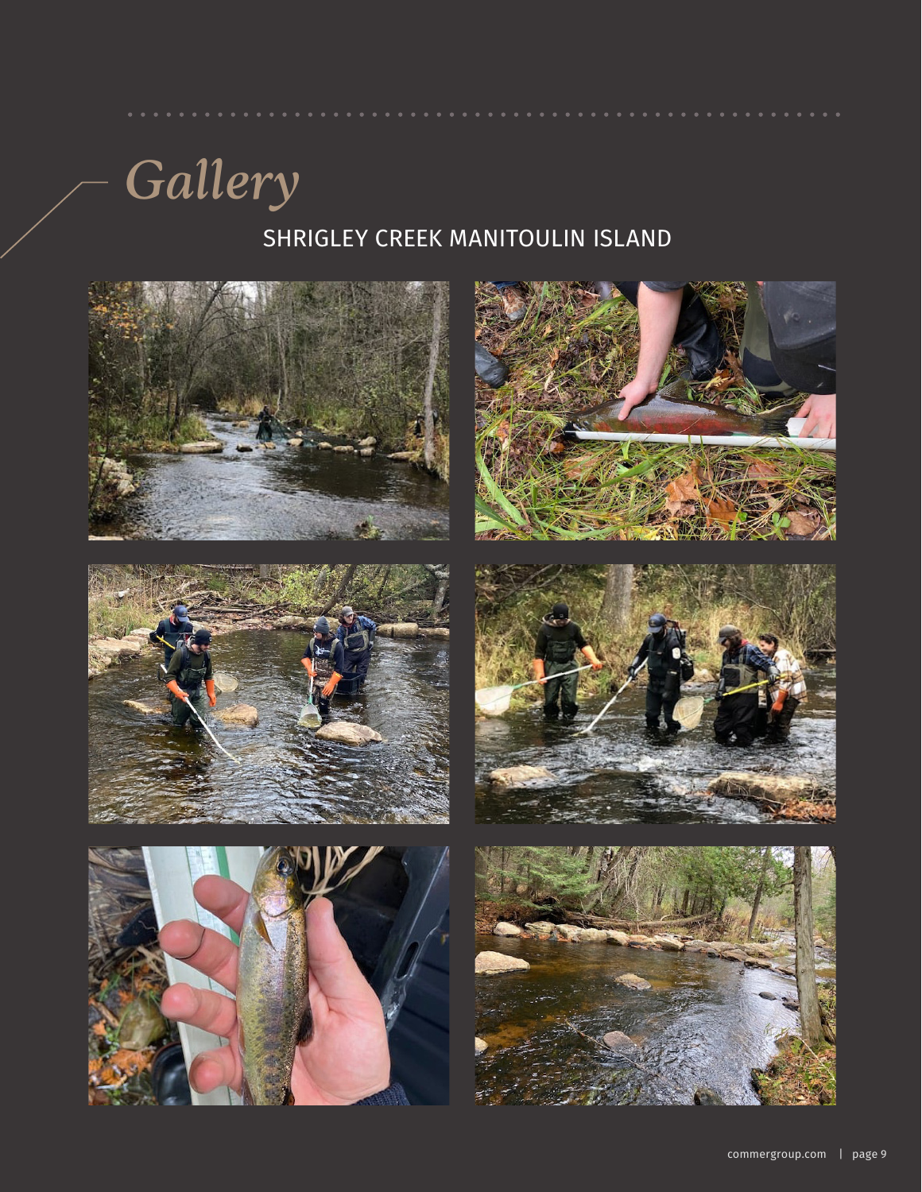# *Gallery*

SHRIGLEY CREEK MANITOULIN ISLAND